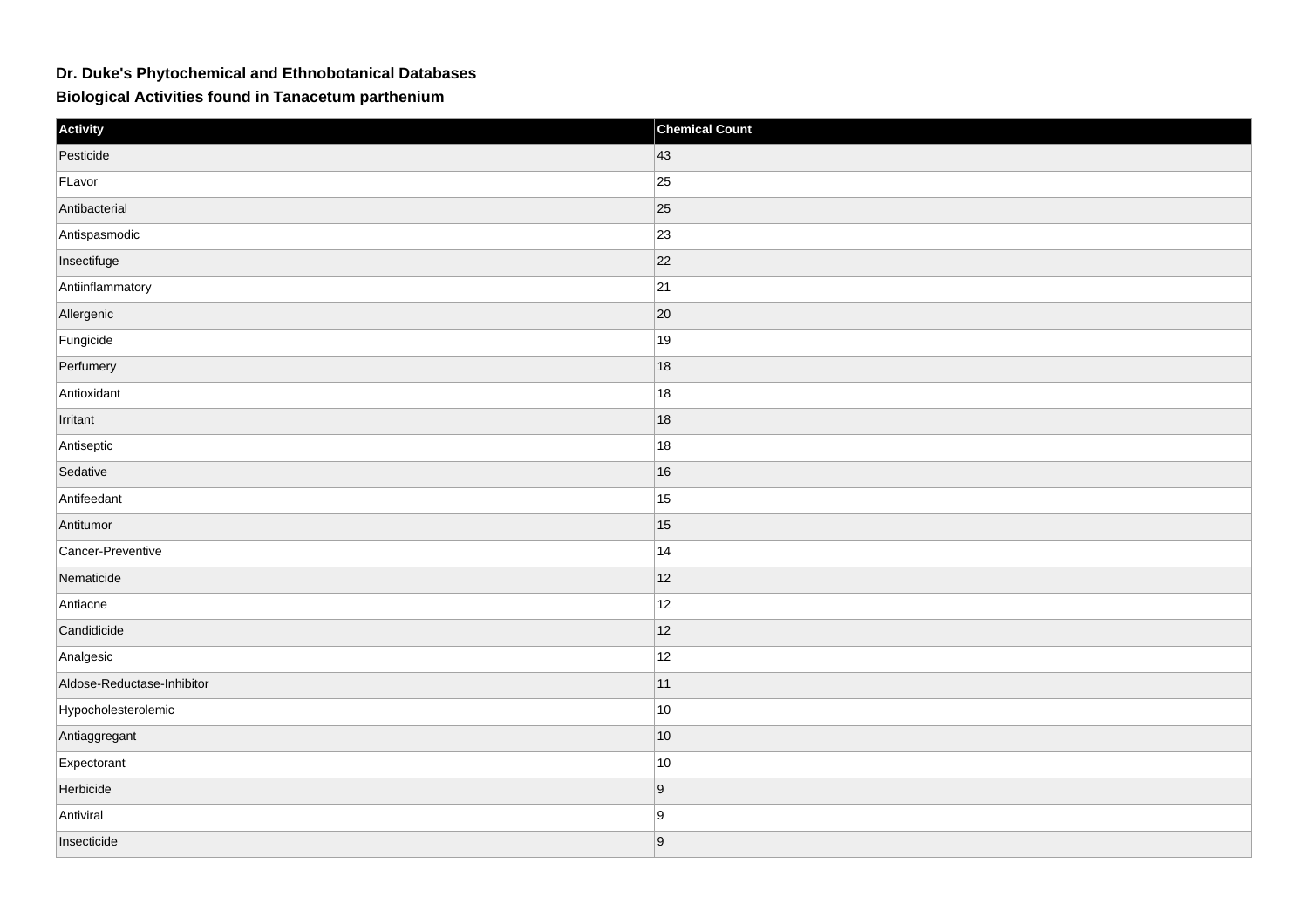# Dr. Duke's Phytochemical and Ethnobotanical Databases

## Biological Activities found in Tanacetum parthenium

| Activity | Chemical Count |
| --- | --- |
| Pesticide | 43 |
| FLavor | 25 |
| Antibacterial | 25 |
| Antispasmodic | 23 |
| Insectifuge | 22 |
| Antiinflammatory | 21 |
| Allergenic | 20 |
| Fungicide | 19 |
| Perfumery | 18 |
| Antioxidant | 18 |
| Irritant | 18 |
| Antiseptic | 18 |
| Sedative | 16 |
| Antifeedant | 15 |
| Antitumor | 15 |
| Cancer-Preventive | 14 |
| Nematicide | 12 |
| Antiacne | 12 |
| Candidicide | 12 |
| Analgesic | 12 |
| Aldose-Reductase-Inhibitor | 11 |
| Hypocholesterolemic | 10 |
| Antiaggregant | 10 |
| Expectorant | 10 |
| Herbicide | 9 |
| Antiviral | 9 |
| Insecticide | 9 |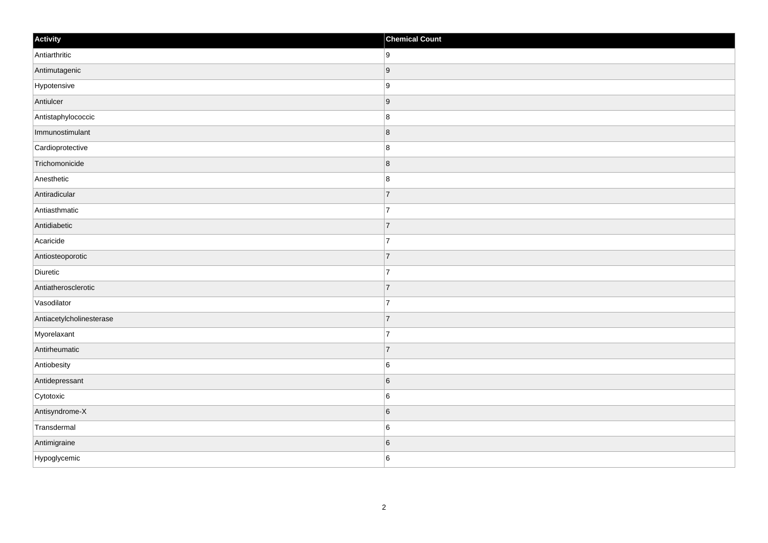| Activity | Chemical Count |
| --- | --- |
| Antiarthritic | 9 |
| Antimutagenic | 9 |
| Hypotensive | 9 |
| Antiulcer | 9 |
| Antistaphylococcic | 8 |
| Immunostimulant | 8 |
| Cardioprotective | 8 |
| Trichomonicide | 8 |
| Anesthetic | 8 |
| Antiradicular | 7 |
| Antiasthmatic | 7 |
| Antidiabetic | 7 |
| Acaricide | 7 |
| Antiosteoporotic | 7 |
| Diuretic | 7 |
| Antiatherosclerotic | 7 |
| Vasodilator | 7 |
| Antiacetylcholinesterase | 7 |
| Myorelaxant | 7 |
| Antirheumatic | 7 |
| Antiobesity | 6 |
| Antidepressant | 6 |
| Cytotoxic | 6 |
| Antisyndrome-X | 6 |
| Transdermal | 6 |
| Antimigraine | 6 |
| Hypoglycemic | 6 |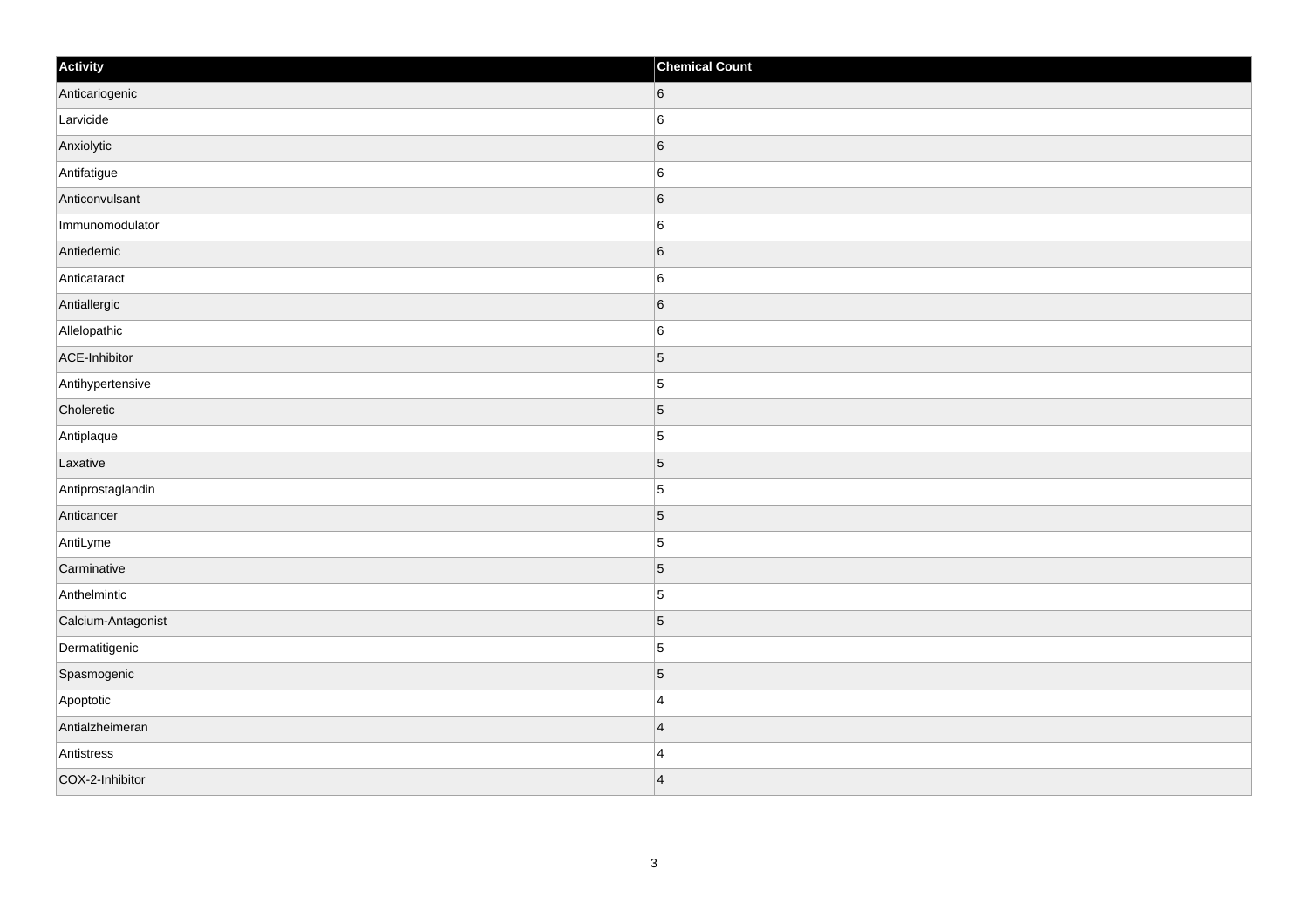| Activity | Chemical Count |
| --- | --- |
| Anticariogenic | 6 |
| Larvicide | 6 |
| Anxiolytic | 6 |
| Antifatigue | 6 |
| Anticonvulsant | 6 |
| Immunomodulator | 6 |
| Antiedemic | 6 |
| Anticataract | 6 |
| Antiallergic | 6 |
| Allelopathic | 6 |
| ACE-Inhibitor | 5 |
| Antihypertensive | 5 |
| Choleretic | 5 |
| Antiplaque | 5 |
| Laxative | 5 |
| Antiprostaglandin | 5 |
| Anticancer | 5 |
| AntiLyme | 5 |
| Carminative | 5 |
| Anthelmintic | 5 |
| Calcium-Antagonist | 5 |
| Dermatitigenic | 5 |
| Spasmogenic | 5 |
| Apoptotic | 4 |
| Antialzheimeran | 4 |
| Antistress | 4 |
| COX-2-Inhibitor | 4 |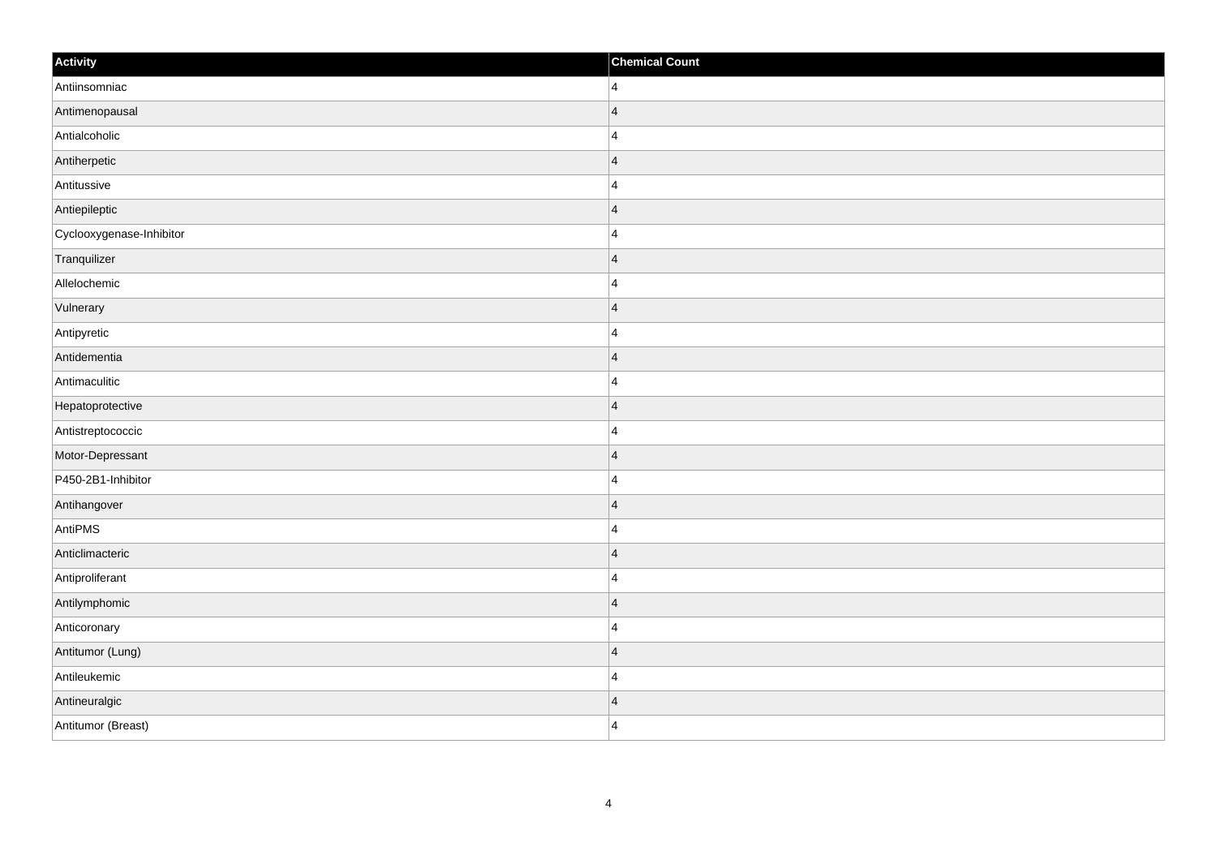| Activity | Chemical Count |
| --- | --- |
| Antiinsomniac | 4 |
| Antimenopausal | 4 |
| Antialcoholic | 4 |
| Antiherpetic | 4 |
| Antitussive | 4 |
| Antiepileptic | 4 |
| Cyclooxygenase-Inhibitor | 4 |
| Tranquilizer | 4 |
| Allelochemic | 4 |
| Vulnerary | 4 |
| Antipyretic | 4 |
| Antidementia | 4 |
| Antimaculitic | 4 |
| Hepatoprotective | 4 |
| Antistreptococcic | 4 |
| Motor-Depressant | 4 |
| P450-2B1-Inhibitor | 4 |
| Antihangover | 4 |
| AntiPMS | 4 |
| Anticlimacteric | 4 |
| Antiproliferant | 4 |
| Antilymphomic | 4 |
| Anticoronary | 4 |
| Antitumor (Lung) | 4 |
| Antileukemic | 4 |
| Antineuralgic | 4 |
| Antitumor (Breast) | 4 |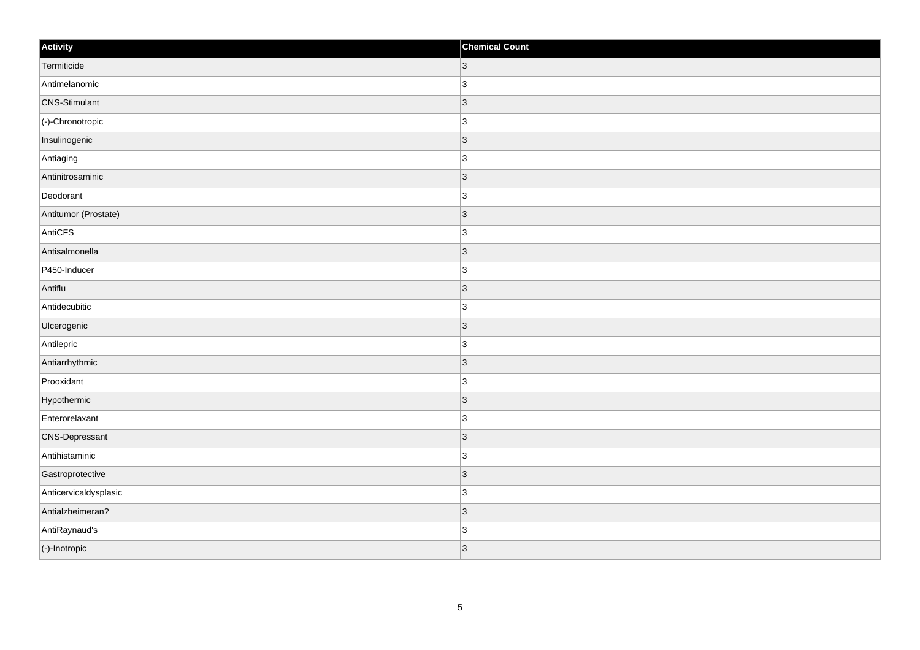| Activity | Chemical Count |
| --- | --- |
| Termiticide | 3 |
| Antimelanomic | 3 |
| CNS-Stimulant | 3 |
| (-)-Chronotropic | 3 |
| Insulinogenic | 3 |
| Antiaging | 3 |
| Antinitrosaminic | 3 |
| Deodorant | 3 |
| Antitumor (Prostate) | 3 |
| AntiCFS | 3 |
| Antisalmonella | 3 |
| P450-Inducer | 3 |
| Antiflu | 3 |
| Antidecubitic | 3 |
| Ulcerogenic | 3 |
| Antilepric | 3 |
| Antiarrhythmic | 3 |
| Prooxidant | 3 |
| Hypothermic | 3 |
| Enterorelaxant | 3 |
| CNS-Depressant | 3 |
| Antihistaminic | 3 |
| Gastroprotective | 3 |
| Anticervicaldysplasic | 3 |
| Antialzheimeran? | 3 |
| AntiRaynaud's | 3 |
| (-)-Inotropic | 3 |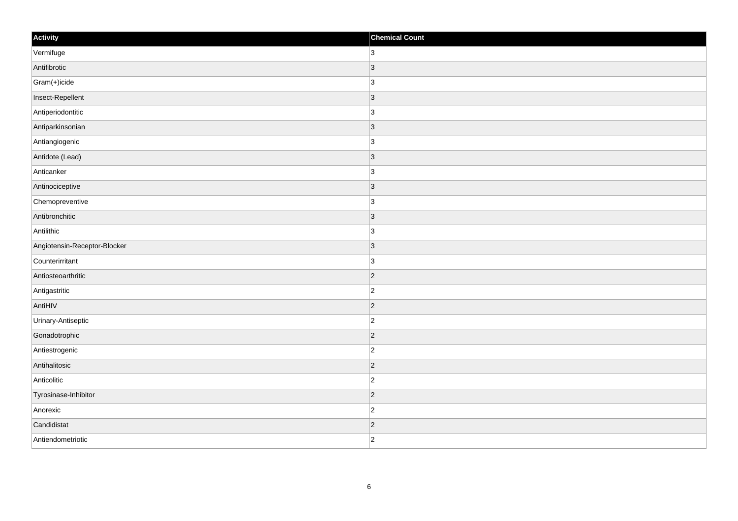| Activity | Chemical Count |
| --- | --- |
| Vermifuge | 3 |
| Antifibrotic | 3 |
| Gram(+)icide | 3 |
| Insect-Repellent | 3 |
| Antiperiodontitic | 3 |
| Antiparkinsonian | 3 |
| Antiangiogenic | 3 |
| Antidote (Lead) | 3 |
| Anticanker | 3 |
| Antinociceptive | 3 |
| Chemopreventive | 3 |
| Antibronchitic | 3 |
| Antilithic | 3 |
| Angiotensin-Receptor-Blocker | 3 |
| Counterirritant | 3 |
| Antiosteoarthritic | 2 |
| Antigastritic | 2 |
| AntiHIV | 2 |
| Urinary-Antiseptic | 2 |
| Gonadotrophic | 2 |
| Antiestrogenic | 2 |
| Antihalitosic | 2 |
| Anticolitic | 2 |
| Tyrosinase-Inhibitor | 2 |
| Anorexic | 2 |
| Candidistat | 2 |
| Antiendometriotic | 2 |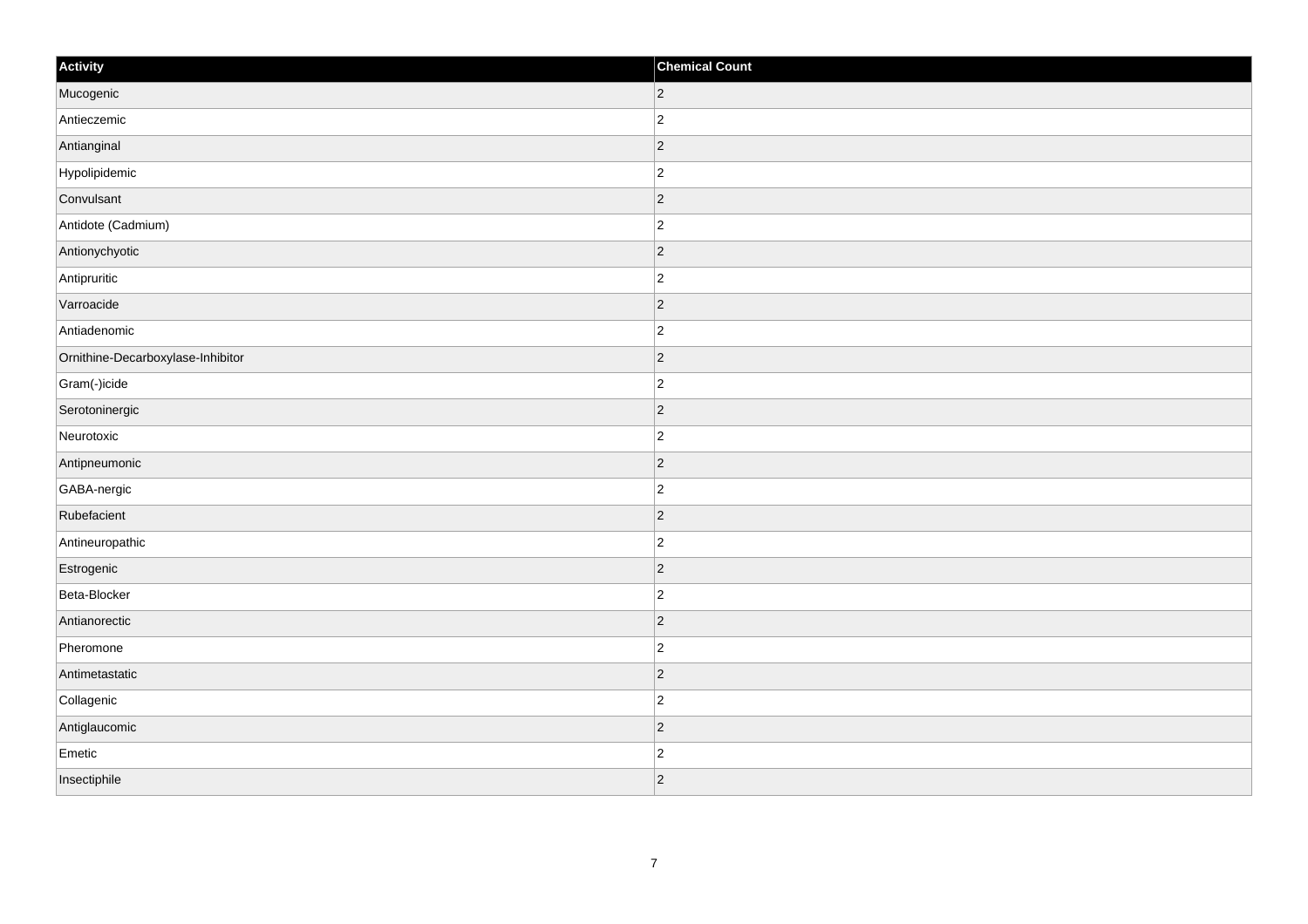| Activity | Chemical Count |
| --- | --- |
| Mucogenic | 2 |
| Antieczemic | 2 |
| Antianginal | 2 |
| Hypolipidemic | 2 |
| Convulsant | 2 |
| Antidote (Cadmium) | 2 |
| Antionychyotic | 2 |
| Antipruritic | 2 |
| Varroacide | 2 |
| Antiadenomic | 2 |
| Ornithine-Decarboxylase-Inhibitor | 2 |
| Gram(-)icide | 2 |
| Serotoninergic | 2 |
| Neurotoxic | 2 |
| Antipneumonic | 2 |
| GABA-nergic | 2 |
| Rubefacient | 2 |
| Antineuropathic | 2 |
| Estrogenic | 2 |
| Beta-Blocker | 2 |
| Antianorectic | 2 |
| Pheromone | 2 |
| Antimetastatic | 2 |
| Collagenic | 2 |
| Antiglaucomic | 2 |
| Emetic | 2 |
| Insectiphile | 2 |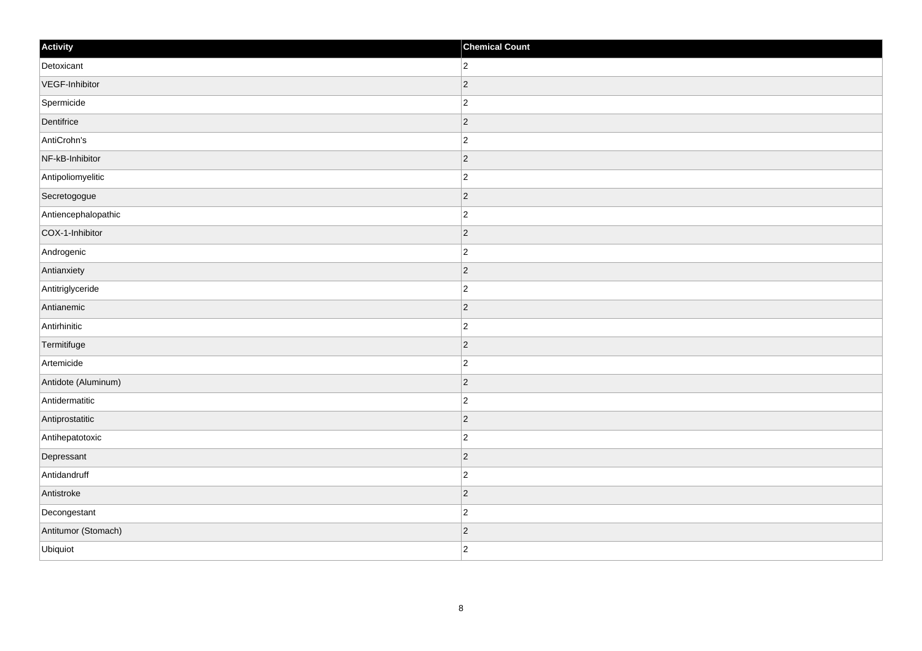| Activity | Chemical Count |
| --- | --- |
| Detoxicant | 2 |
| VEGF-Inhibitor | 2 |
| Spermicide | 2 |
| Dentifrice | 2 |
| AntiCrohn's | 2 |
| NF-kB-Inhibitor | 2 |
| Antipoliomyelitic | 2 |
| Secretogogue | 2 |
| Antiencephalopathic | 2 |
| COX-1-Inhibitor | 2 |
| Androgenic | 2 |
| Antianxiety | 2 |
| Antitriglyceride | 2 |
| Antianemic | 2 |
| Antirhinitic | 2 |
| Termitifuge | 2 |
| Artemicide | 2 |
| Antidote (Aluminum) | 2 |
| Antidermatitic | 2 |
| Antiprostatitic | 2 |
| Antihepatotoxic | 2 |
| Depressant | 2 |
| Antidandruff | 2 |
| Antistroke | 2 |
| Decongestant | 2 |
| Antitumor (Stomach) | 2 |
| Ubiquiot | 2 |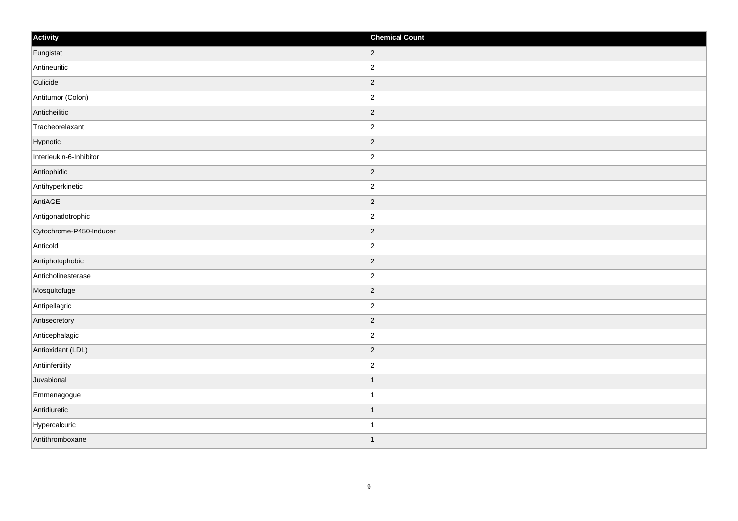| Activity | Chemical Count |
| --- | --- |
| Fungistat | 2 |
| Antineuritic | 2 |
| Culicide | 2 |
| Antitumor (Colon) | 2 |
| Anticheilitic | 2 |
| Tracheorelaxant | 2 |
| Hypnotic | 2 |
| Interleukin-6-Inhibitor | 2 |
| Antiophidic | 2 |
| Antihyperkinetic | 2 |
| AntiAGE | 2 |
| Antigonadotrophic | 2 |
| Cytochrome-P450-Inducer | 2 |
| Anticold | 2 |
| Antiphotophobic | 2 |
| Anticholinesterase | 2 |
| Mosquitofuge | 2 |
| Antipellagric | 2 |
| Antisecretory | 2 |
| Anticephalagic | 2 |
| Antioxidant (LDL) | 2 |
| Antiinfertility | 2 |
| Juvabional | 1 |
| Emmenagogue | 1 |
| Antidiuretic | 1 |
| Hypercalcuric | 1 |
| Antithromboxane | 1 |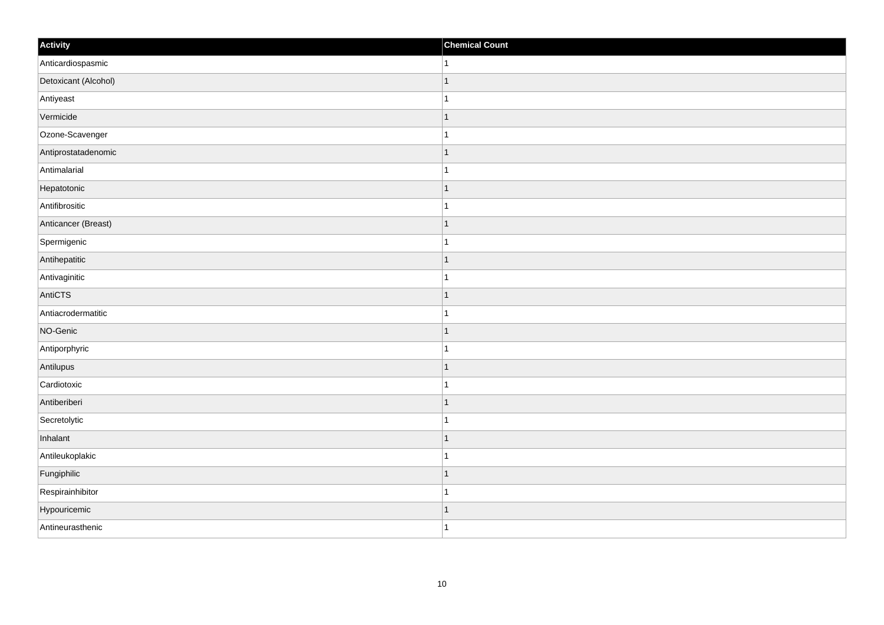| Activity | Chemical Count |
| --- | --- |
| Anticardiospasmic | 1 |
| Detoxicant (Alcohol) | 1 |
| Antiyeast | 1 |
| Vermicide | 1 |
| Ozone-Scavenger | 1 |
| Antiprostatadenomic | 1 |
| Antimalarial | 1 |
| Hepatotonic | 1 |
| Antifibrositic | 1 |
| Anticancer (Breast) | 1 |
| Spermigenic | 1 |
| Antihepatitic | 1 |
| Antivaginitic | 1 |
| AntiCTS | 1 |
| Antiacrodermatitic | 1 |
| NO-Genic | 1 |
| Antiporphyric | 1 |
| Antilupus | 1 |
| Cardiotoxic | 1 |
| Antiberiberi | 1 |
| Secretolytic | 1 |
| Inhalant | 1 |
| Antileukoplakic | 1 |
| Fungiphilic | 1 |
| Respirainhibitor | 1 |
| Hypouricemic | 1 |
| Antineurasthenic | 1 |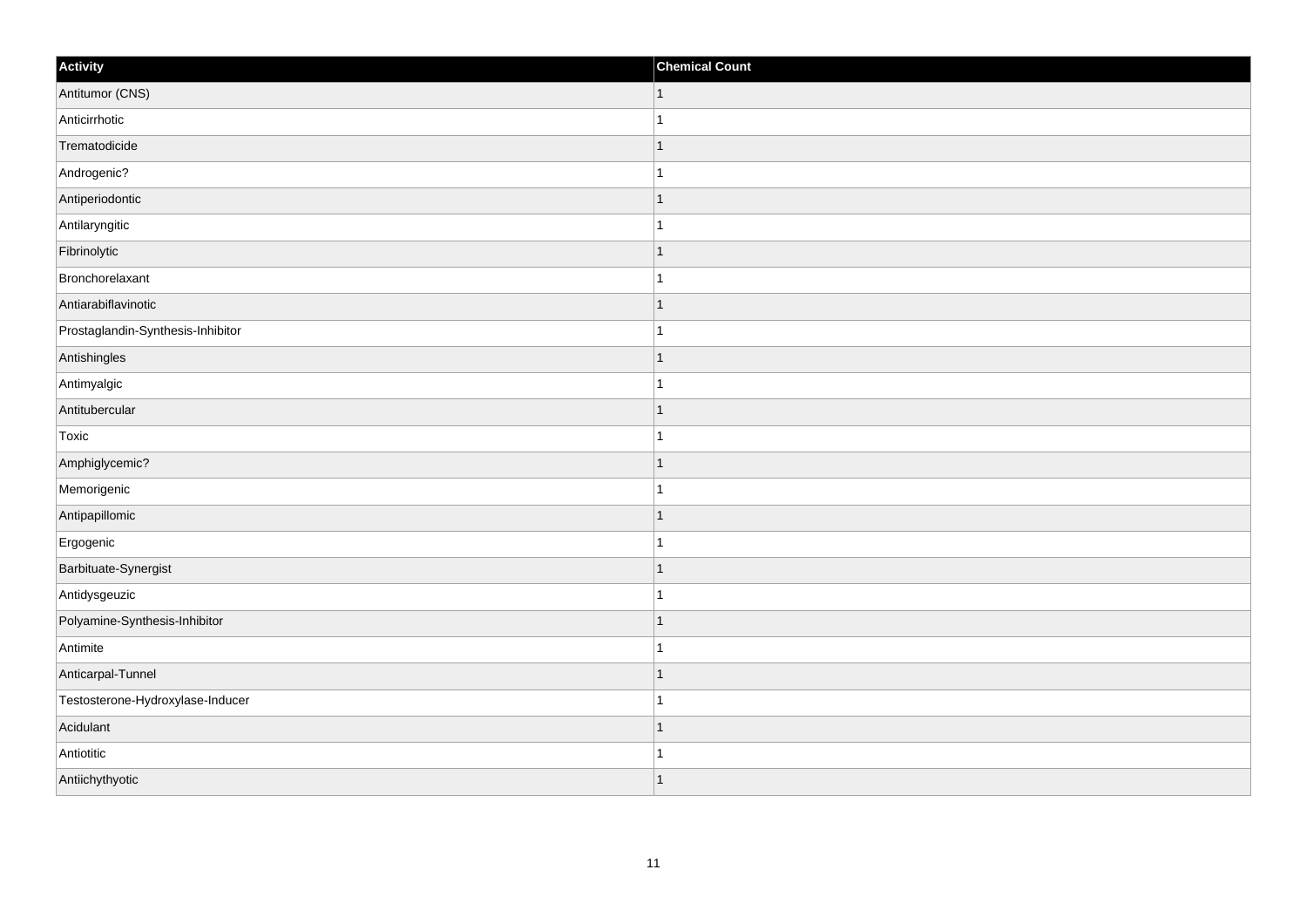| Activity | Chemical Count |
| --- | --- |
| Antitumor (CNS) | 1 |
| Anticirrhotic | 1 |
| Trematodicide | 1 |
| Androgenic? | 1 |
| Antiperiodontic | 1 |
| Antilaryngitic | 1 |
| Fibrinolytic | 1 |
| Bronchorelaxant | 1 |
| Antiarabiflavinotic | 1 |
| Prostaglandin-Synthesis-Inhibitor | 1 |
| Antishingles | 1 |
| Antimyalgic | 1 |
| Antitubercular | 1 |
| Toxic | 1 |
| Amphiglycemic? | 1 |
| Memorigenic | 1 |
| Antipapillomic | 1 |
| Ergogenic | 1 |
| Barbituate-Synergist | 1 |
| Antidysgeuzic | 1 |
| Polyamine-Synthesis-Inhibitor | 1 |
| Antimite | 1 |
| Anticarpal-Tunnel | 1 |
| Testosterone-Hydroxylase-Inducer | 1 |
| Acidulant | 1 |
| Antiotitic | 1 |
| Antiichythyotic | 1 |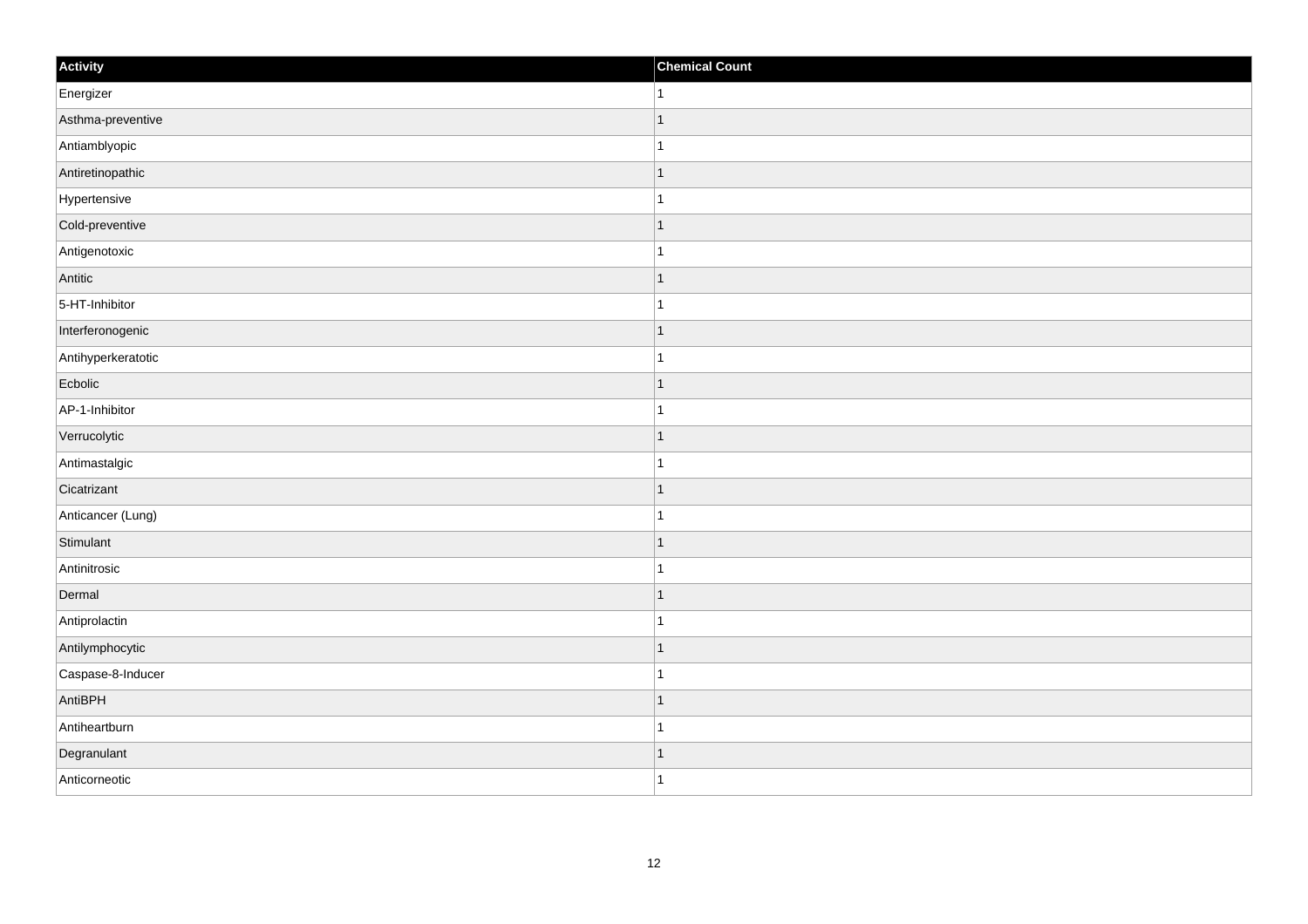| Activity | Chemical Count |
| --- | --- |
| Energizer | 1 |
| Asthma-preventive | 1 |
| Antiamblyopic | 1 |
| Antiretinopathic | 1 |
| Hypertensive | 1 |
| Cold-preventive | 1 |
| Antigenotoxic | 1 |
| Antitic | 1 |
| 5-HT-Inhibitor | 1 |
| Interferonogenic | 1 |
| Antihyperkeratotic | 1 |
| Ecbolic | 1 |
| AP-1-Inhibitor | 1 |
| Verrucolytic | 1 |
| Antimastalgic | 1 |
| Cicatrizant | 1 |
| Anticancer (Lung) | 1 |
| Stimulant | 1 |
| Antinitrosic | 1 |
| Dermal | 1 |
| Antiprolactin | 1 |
| Antilymphocytic | 1 |
| Caspase-8-Inducer | 1 |
| AntiBPH | 1 |
| Antiheartburn | 1 |
| Degranulant | 1 |
| Anticorneotic | 1 |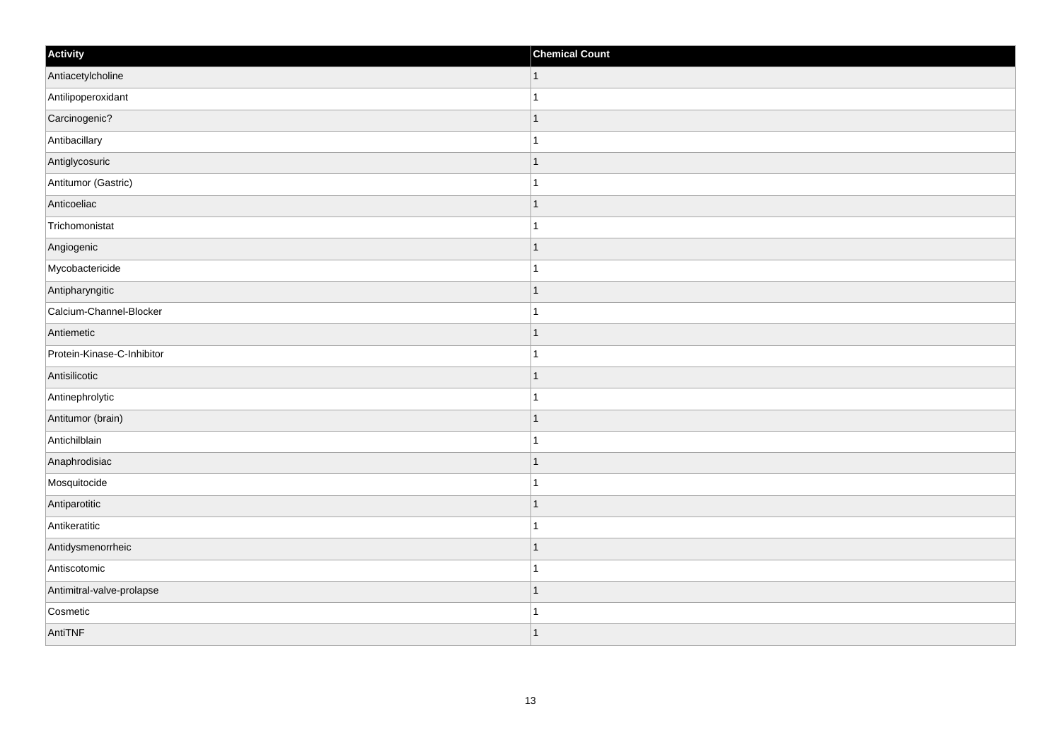| Activity | Chemical Count |
| --- | --- |
| Antiacetylcholine | 1 |
| Antilipoperoxidant | 1 |
| Carcinogenic? | 1 |
| Antibacillary | 1 |
| Antiglycosuric | 1 |
| Antitumor (Gastric) | 1 |
| Anticoeliac | 1 |
| Trichomonistat | 1 |
| Angiogenic | 1 |
| Mycobactericide | 1 |
| Antipharyngitic | 1 |
| Calcium-Channel-Blocker | 1 |
| Antiemetic | 1 |
| Protein-Kinase-C-Inhibitor | 1 |
| Antisilicotic | 1 |
| Antinephrolytic | 1 |
| Antitumor (brain) | 1 |
| Antichilblain | 1 |
| Anaphrodisiac | 1 |
| Mosquitocide | 1 |
| Antiparotitic | 1 |
| Antikeratitic | 1 |
| Antidysmenorrheic | 1 |
| Antiscotomic | 1 |
| Antimitral-valve-prolapse | 1 |
| Cosmetic | 1 |
| AntiTNF | 1 |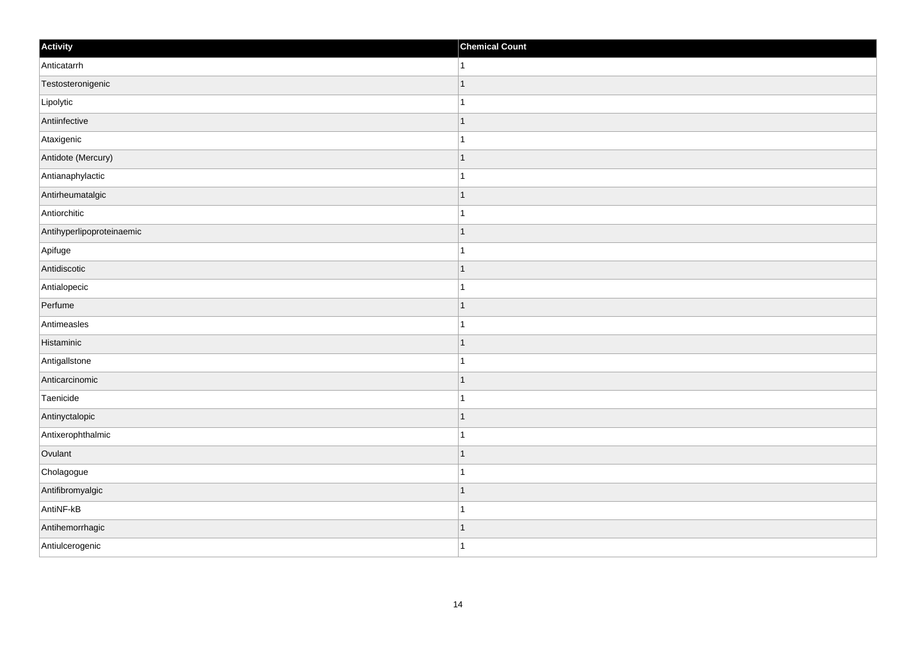| Activity | Chemical Count |
| --- | --- |
| Anticatarrh | 1 |
| Testosteronigenic | 1 |
| Lipolytic | 1 |
| Antiinfective | 1 |
| Ataxigenic | 1 |
| Antidote (Mercury) | 1 |
| Antianaphylactic | 1 |
| Antirheumatalgic | 1 |
| Antiorchitic | 1 |
| Antihyperlipoproteinaemic | 1 |
| Apifuge | 1 |
| Antidiscotic | 1 |
| Antialopecic | 1 |
| Perfume | 1 |
| Antimeasles | 1 |
| Histaminic | 1 |
| Antigallstone | 1 |
| Anticarcinomic | 1 |
| Taenicide | 1 |
| Antinyctalopic | 1 |
| Antixerophthalmic | 1 |
| Ovulant | 1 |
| Cholagogue | 1 |
| Antifibromyalgic | 1 |
| AntiNF-kB | 1 |
| Antihemorrhagic | 1 |
| Antiulcerogenic | 1 |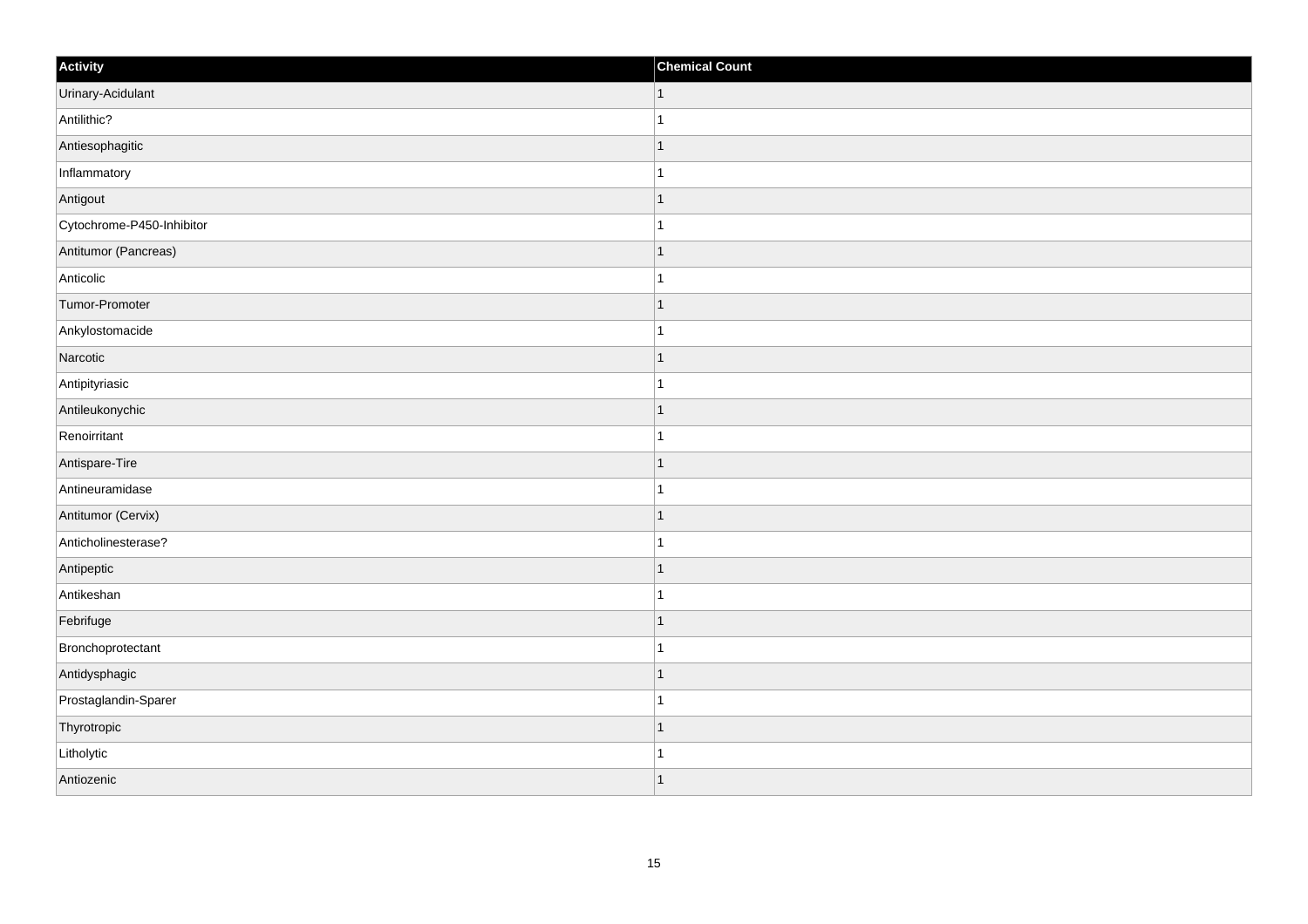| Activity | Chemical Count |
| --- | --- |
| Urinary-Acidulant | 1 |
| Antilithic? | 1 |
| Antiesophagitic | 1 |
| Inflammatory | 1 |
| Antigout | 1 |
| Cytochrome-P450-Inhibitor | 1 |
| Antitumor (Pancreas) | 1 |
| Anticolic | 1 |
| Tumor-Promoter | 1 |
| Ankylostomacide | 1 |
| Narcotic | 1 |
| Antipityriasic | 1 |
| Antileukonychic | 1 |
| Renoirritant | 1 |
| Antispare-Tire | 1 |
| Antineuramidase | 1 |
| Antitumor (Cervix) | 1 |
| Anticholinesterase? | 1 |
| Antipeptic | 1 |
| Antikeshan | 1 |
| Febrifuge | 1 |
| Bronchoprotectant | 1 |
| Antidysphagic | 1 |
| Prostaglandin-Sparer | 1 |
| Thyrotropic | 1 |
| Litholytic | 1 |
| Antiozenic | 1 |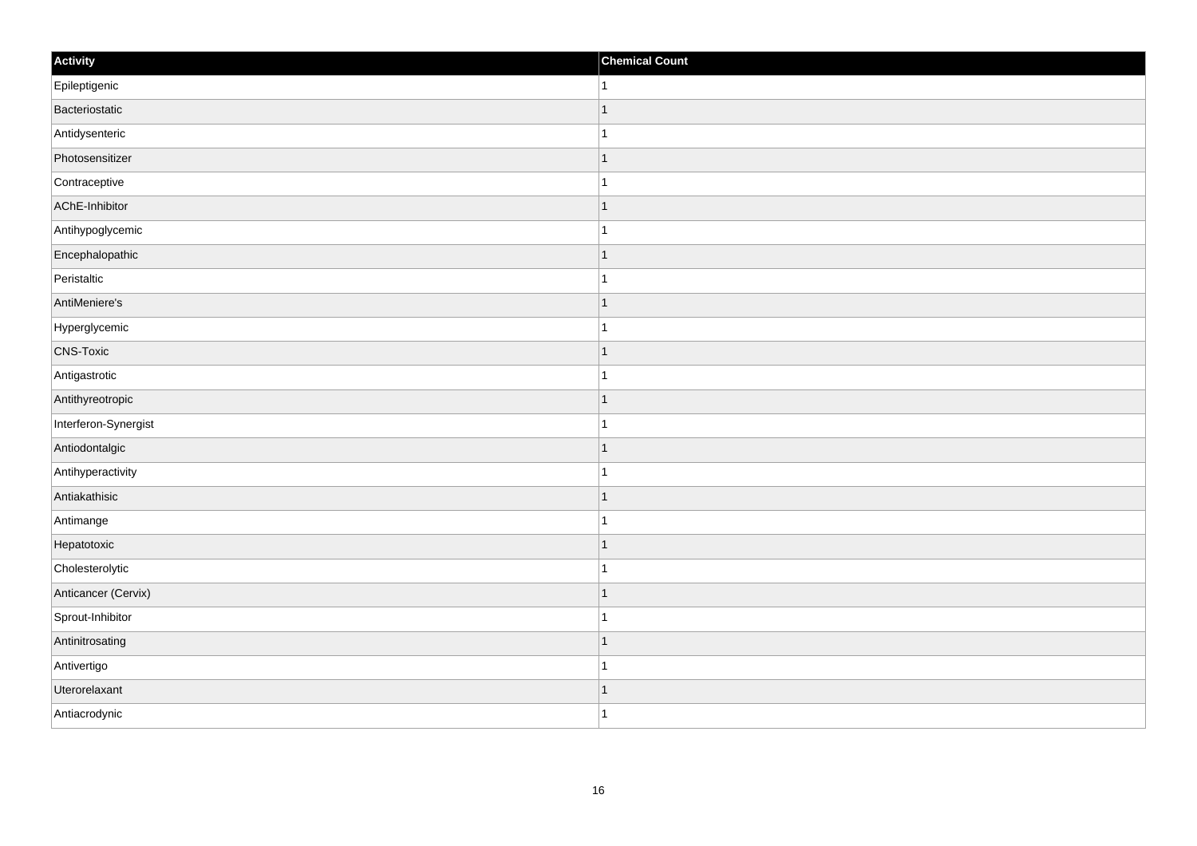| Activity | Chemical Count |
| --- | --- |
| Epileptigenic | 1 |
| Bacteriostatic | 1 |
| Antidysenteric | 1 |
| Photosensitizer | 1 |
| Contraceptive | 1 |
| AChE-Inhibitor | 1 |
| Antihypoglycemic | 1 |
| Encephalopathic | 1 |
| Peristaltic | 1 |
| AntiMeniere's | 1 |
| Hyperglycemic | 1 |
| CNS-Toxic | 1 |
| Antigastrotic | 1 |
| Antithyreotropic | 1 |
| Interferon-Synergist | 1 |
| Antiodontalgic | 1 |
| Antihyperactivity | 1 |
| Antiakathisic | 1 |
| Antimange | 1 |
| Hepatotoxic | 1 |
| Cholesterolytic | 1 |
| Anticancer (Cervix) | 1 |
| Sprout-Inhibitor | 1 |
| Antinitrosating | 1 |
| Antivertigo | 1 |
| Uterorelaxant | 1 |
| Antiacrodynic | 1 |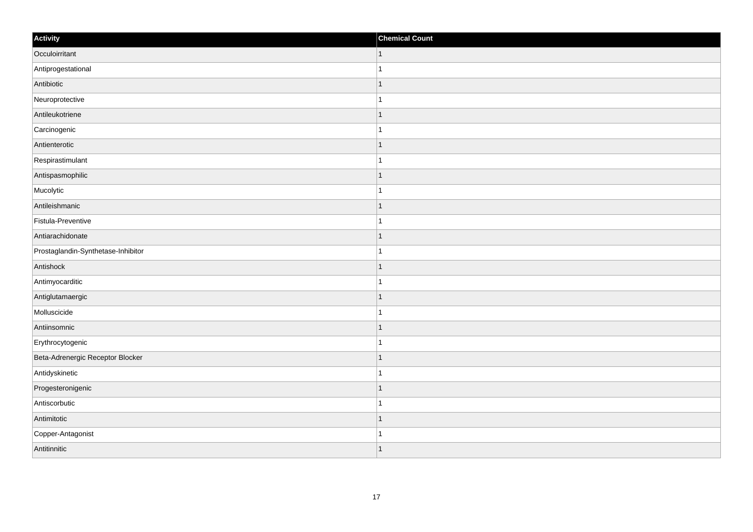| Activity | Chemical Count |
| --- | --- |
| Occuloirritant | 1 |
| Antiprogestational | 1 |
| Antibiotic | 1 |
| Neuroprotective | 1 |
| Antileukotriene | 1 |
| Carcinogenic | 1 |
| Antienterotic | 1 |
| Respirastimulant | 1 |
| Antispasmophilic | 1 |
| Mucolytic | 1 |
| Antileishmanic | 1 |
| Fistula-Preventive | 1 |
| Antiarachidonate | 1 |
| Prostaglandin-Synthetase-Inhibitor | 1 |
| Antishock | 1 |
| Antimyocarditic | 1 |
| Antiglutamaergic | 1 |
| Molluscicide | 1 |
| Antiinsomnic | 1 |
| Erythrocytogenic | 1 |
| Beta-Adrenergic Receptor Blocker | 1 |
| Antidyskinetic | 1 |
| Progesteronigenic | 1 |
| Antiscorbutic | 1 |
| Antimitotic | 1 |
| Copper-Antagonist | 1 |
| Antitinnitic | 1 |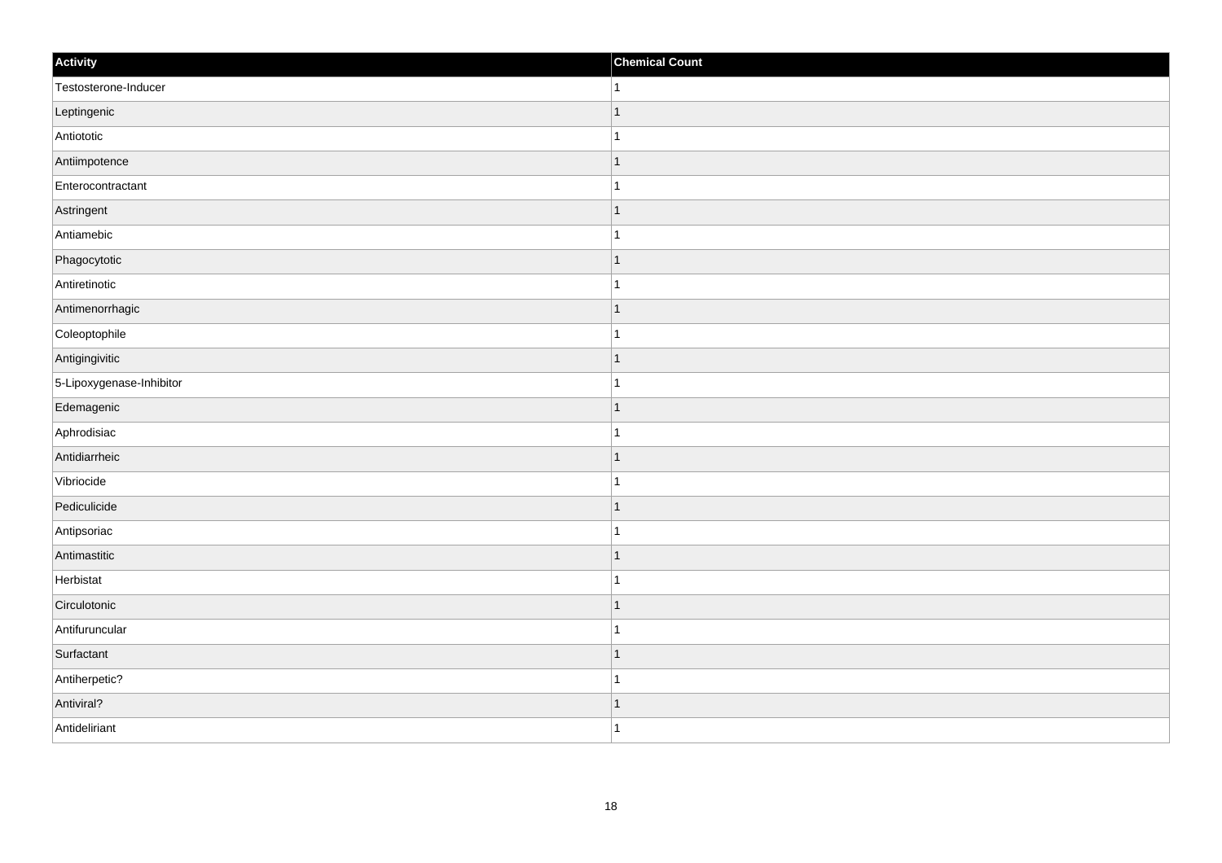| Activity | Chemical Count |
| --- | --- |
| Testosterone-Inducer | 1 |
| Leptingenic | 1 |
| Antiototic | 1 |
| Antiimpotence | 1 |
| Enterocontractant | 1 |
| Astringent | 1 |
| Antiamebic | 1 |
| Phagocytotic | 1 |
| Antiretinotic | 1 |
| Antimenorrhagic | 1 |
| Coleoptophile | 1 |
| Antigingivitic | 1 |
| 5-Lipoxygenase-Inhibitor | 1 |
| Edemagenic | 1 |
| Aphrodisiac | 1 |
| Antidiarrheic | 1 |
| Vibriocide | 1 |
| Pediculicide | 1 |
| Antipsoriac | 1 |
| Antimastitic | 1 |
| Herbistat | 1 |
| Circulotonic | 1 |
| Antifuruncular | 1 |
| Surfactant | 1 |
| Antiherpetic? | 1 |
| Antiviral? | 1 |
| Antideliriant | 1 |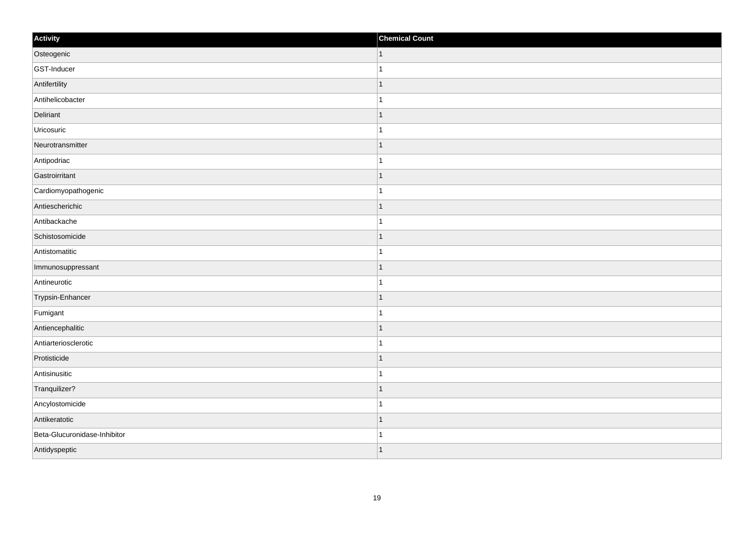| Activity | Chemical Count |
| --- | --- |
| Osteogenic | 1 |
| GST-Inducer | 1 |
| Antifertility | 1 |
| Antihelicobacter | 1 |
| Deliriant | 1 |
| Uricosuric | 1 |
| Neurotransmitter | 1 |
| Antipodriac | 1 |
| Gastroirritant | 1 |
| Cardiomyopathogenic | 1 |
| Antiescherichic | 1 |
| Antibackache | 1 |
| Schistosomicide | 1 |
| Antistomatitic | 1 |
| Immunosuppressant | 1 |
| Antineurotic | 1 |
| Trypsin-Enhancer | 1 |
| Fumigant | 1 |
| Antiencephalitic | 1 |
| Antiarteriosclerotic | 1 |
| Protisticide | 1 |
| Antisinusitic | 1 |
| Tranquilizer? | 1 |
| Ancylostomicide | 1 |
| Antikeratotic | 1 |
| Beta-Glucuronidase-Inhibitor | 1 |
| Antidyspeptic | 1 |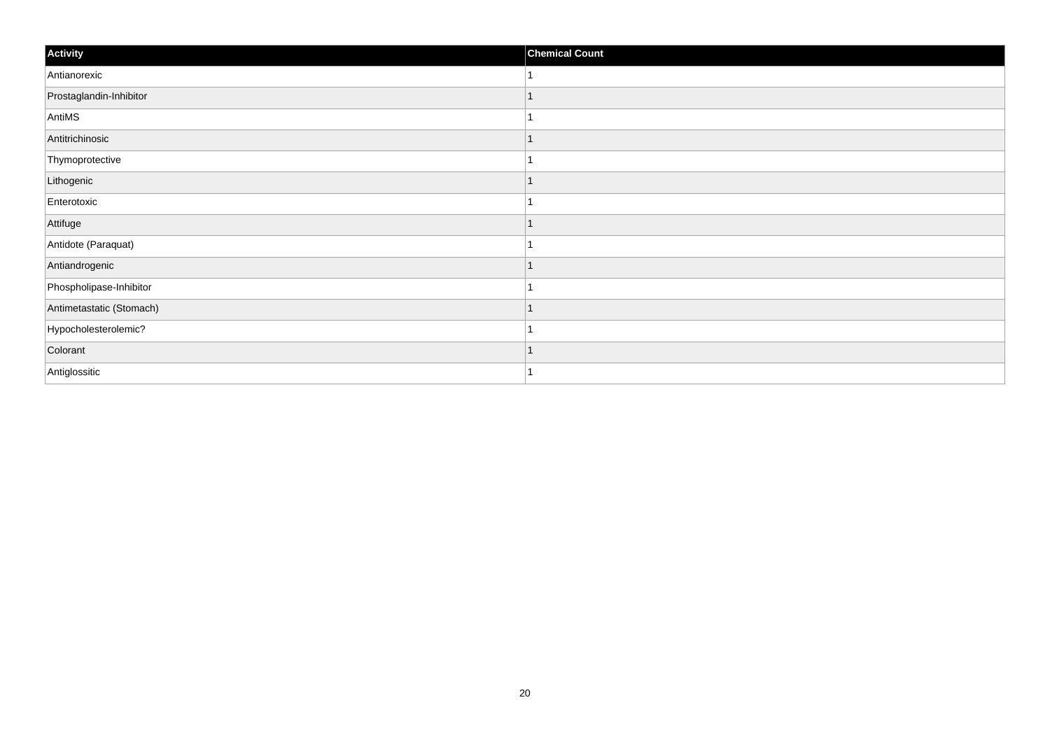| Activity | Chemical Count |
| --- | --- |
| Antianorexic | 1 |
| Prostaglandin-Inhibitor | 1 |
| AntiMS | 1 |
| Antitrichinosic | 1 |
| Thymoprotective | 1 |
| Lithogenic | 1 |
| Enterotoxic | 1 |
| Attifuge | 1 |
| Antidote (Paraquat) | 1 |
| Antiandrogenic | 1 |
| Phospholipase-Inhibitor | 1 |
| Antimetastatic (Stomach) | 1 |
| Hypocholesterolemic? | 1 |
| Colorant | 1 |
| Antiglossitic | 1 |